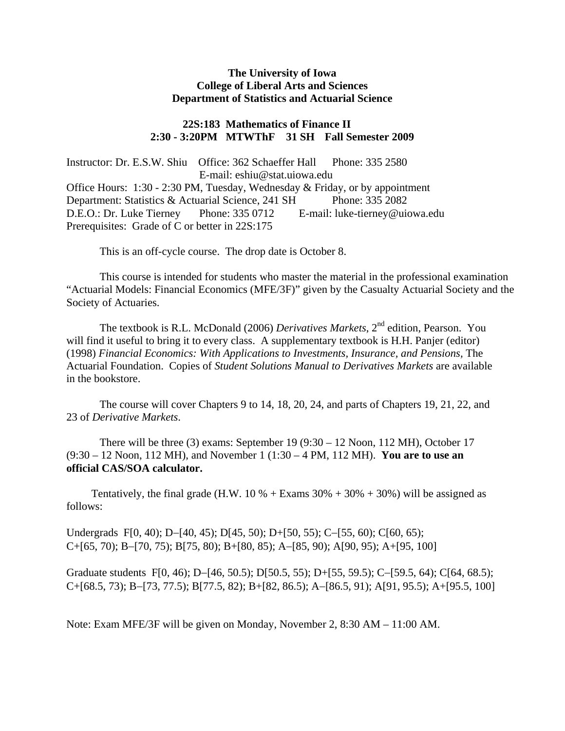**The University of Iowa**
**College of Liberal Arts and Sciences**
**Department of Statistics and Actuarial Science**

**22S:183 Mathematics of Finance II**
**2:30 - 3:20PM MTWThF 31 SH Fall Semester 2009**

Instructor: Dr. E.S.W. Shiu Office: 362 Schaeffer Hall Phone: 335 2580
E-mail: eshiu@stat.uiowa.edu
Office Hours: 1:30 - 2:30 PM, Tuesday, Wednesday & Friday, or by appointment
Department: Statistics & Actuarial Science, 241 SH Phone: 335 2082
D.E.O.: Dr. Luke Tierney Phone: 335 0712 E-mail: luke-tierney@uiowa.edu
Prerequisites: Grade of C or better in 22S:175

This is an off-cycle course. The drop date is October 8.

This course is intended for students who master the material in the professional examination "Actuarial Models: Financial Economics (MFE/3F)" given by the Casualty Actuarial Society and the Society of Actuaries.

The textbook is R.L. McDonald (2006) *Derivatives Markets*, 2nd edition, Pearson. You will find it useful to bring it to every class. A supplementary textbook is H.H. Panjer (editor) (1998) *Financial Economics: With Applications to Investments, Insurance, and Pensions,* The Actuarial Foundation. Copies of *Student Solutions Manual to Derivatives Markets* are available in the bookstore.

The course will cover Chapters 9 to 14, 18, 20, 24, and parts of Chapters 19, 21, 22, and 23 of *Derivative Markets*.

There will be three (3) exams: September 19 (9:30 – 12 Noon, 112 MH), October 17 (9:30 – 12 Noon, 112 MH), and November 1 (1:30 – 4 PM, 112 MH). **You are to use an official CAS/SOA calculator.**

Tentatively, the final grade (H.W. 10 % + Exams 30% + 30% + 30%) will be assigned as follows:

Undergrads F[0, 40); D−[40, 45); D[45, 50); D+[50, 55); C−[55, 60); C[60, 65); C+[65, 70); B−[70, 75); B[75, 80); B+[80, 85); A−[85, 90); A[90, 95); A+[95, 100]

Graduate students F[0, 46); D−[46, 50.5); D[50.5, 55); D+[55, 59.5); C−[59.5, 64); C[64, 68.5); C+[68.5, 73); B−[73, 77.5); B[77.5, 82); B+[82, 86.5); A−[86.5, 91); A[91, 95.5); A+[95.5, 100]

Note: Exam MFE/3F will be given on Monday, November 2, 8:30 AM – 11:00 AM.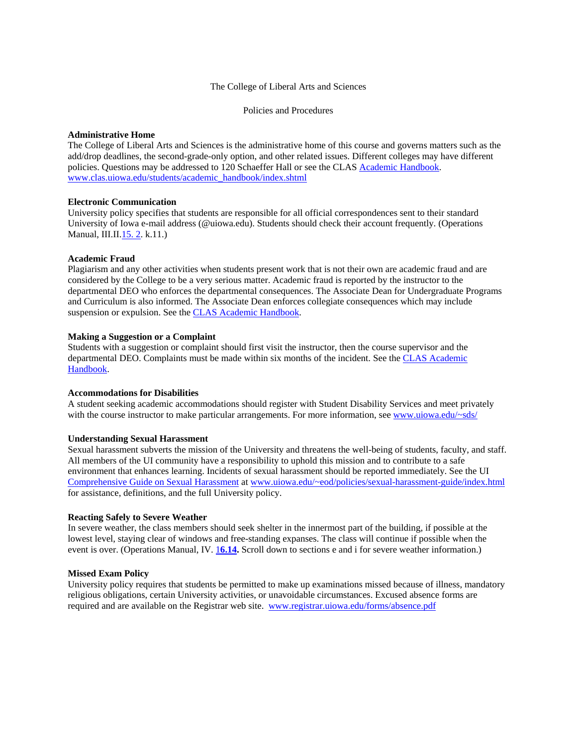The College of Liberal Arts and Sciences

Policies and Procedures

**Administrative Home**

The College of Liberal Arts and Sciences is the administrative home of this course and governs matters such as the add/drop deadlines, the second-grade-only option, and other related issues. Different colleges may have different policies. Questions may be addressed to 120 Schaeffer Hall or see the CLAS Academic Handbook. www.clas.uiowa.edu/students/academic_handbook/index.shtml

**Electronic Communication**

University policy specifies that students are responsible for all official correspondences sent to their standard University of Iowa e-mail address (@uiowa.edu). Students should check their account frequently. (Operations Manual, III.II.15. 2. k.11.)

**Academic Fraud**

Plagiarism and any other activities when students present work that is not their own are academic fraud and are considered by the College to be a very serious matter. Academic fraud is reported by the instructor to the departmental DEO who enforces the departmental consequences. The Associate Dean for Undergraduate Programs and Curriculum is also informed. The Associate Dean enforces collegiate consequences which may include suspension or expulsion. See the CLAS Academic Handbook.

**Making a Suggestion or a Complaint**

Students with a suggestion or complaint should first visit the instructor, then the course supervisor and the departmental DEO. Complaints must be made within six months of the incident. See the CLAS Academic Handbook.

**Accommodations for Disabilities**

A student seeking academic accommodations should register with Student Disability Services and meet privately with the course instructor to make particular arrangements. For more information, see www.uiowa.edu/~sds/

**Understanding Sexual Harassment**

Sexual harassment subverts the mission of the University and threatens the well-being of students, faculty, and staff. All members of the UI community have a responsibility to uphold this mission and to contribute to a safe environment that enhances learning. Incidents of sexual harassment should be reported immediately. See the UI Comprehensive Guide on Sexual Harassment at www.uiowa.edu/~eod/policies/sexual-harassment-guide/index.html for assistance, definitions, and the full University policy.

**Reacting Safely to Severe Weather**

In severe weather, the class members should seek shelter in the innermost part of the building, if possible at the lowest level, staying clear of windows and free-standing expanses. The class will continue if possible when the event is over. (Operations Manual, IV. **16.14.** Scroll down to sections e and i for severe weather information.)

**Missed Exam Policy**

University policy requires that students be permitted to make up examinations missed because of illness, mandatory religious obligations, certain University activities, or unavoidable circumstances. Excused absence forms are required and are available on the Registrar web site. www.registrar.uiowa.edu/forms/absence.pdf